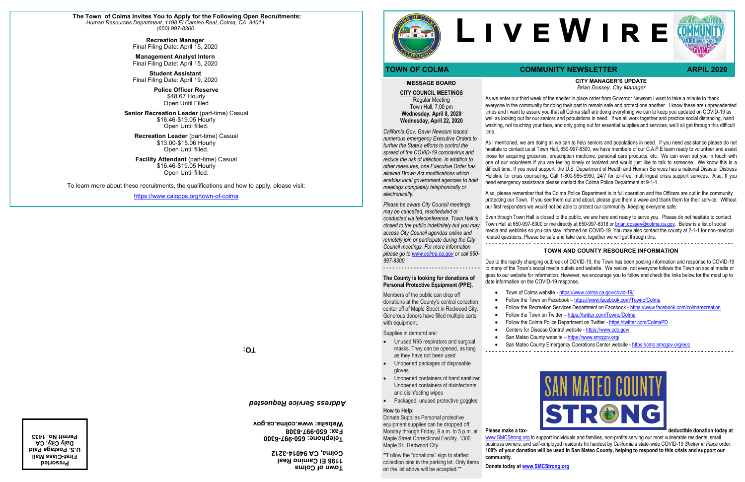**The Town of Colma Invites You to Apply for the Following Open Recruitments:**
*Human Resources Department, 1198 El Camino Real, Colma, CA 94014*
*(650) 997-8300*

**Recreation Manager**
Final Filing Date: April 15, 2020

**Management Analyst Intern**
Final Filing Date: April 15, 2020

**Student Assistant**
Final Filing Date: April 19, 2020

**Police Officer Reserve**
$48.67 Hourly
Open Until Filled

**Senior Recreation Leader** (part-time) Casual
$16.46-$19.05 Hourly
Open Until filled.

**Recreation Leader** (part-time) Casual
$13.00-$15.06 Hourly
Open Until filled.

**Facility Attendant** (part-time) Casual
$16.46-$19.05 Hourly
Open Until filled.

To learn more about these recruitments, the qualifications and how to apply, please visit:

https://www.calopps.org/town-of-colma

**Town of Colma**
**1198 El Camino Real**
**Colma, CA 94014-3212**

**Telephone: 650-997-8300**
**Fax: 650-997-8308**
**Website: www.colma.ca.gov**

*Address Service Requested*

**TO:**

**Presorted**
**First-Class Mail**
**U.S. Postage Paid**
**Daly City, CA**
**Permit No. 1433**

# LIVEWIRE

**TOWN OF COLMA** — **COMMUNITY NEWSLETTER** — **ARPIL 2020**

## MESSAGE BOARD

### CITY COUNCIL MEETINGS

Regular Meeting
Town Hall, 7:00 pm
**Wednesday, April 8, 2020**
**Wednesday, April 22, 2020**

*California Gov. Gavin Newsom issued numerous emergency Executive Orders to further the State's efforts to control the spread of the COVID-19 coronavirus and reduce the risk of infection. In addition to other measures, one Executive Order has allowed Brown Act modifications which enables local government agencies to hold meetings completely telephonically or electronically.*

*Please be aware City Council meetings may be cancelled, rescheduled or conducted via teleconference. Town Hall is closed to the public indefinitely but you may access City Council agendas online and remotely join or participate during the City Council meetings. For more information please go to www.colma.ca.gov or call 650-997-8300.*

**The County is looking for donations of Personal Protective Equipment (PPE).**

Members of the public can drop off donations at the County's central collection center off of Maple Street in Redwood City. Generous donors have filled multiple carts with equipment.

Supplies in demand are:

- Unused N95 respirators and surgical masks. They can be opened, as long as they have not been used.
- Unopened packages of disposable gloves
- Unopened containers of hand sanitizer Unopened containers of disinfectants and disinfecting wipes
- Packaged, unused protective goggles

**How to Help:**

Donate Supplies Personal protective equipment supplies can be dropped off Monday through Friday, 9 a.m. to 5 p.m. at Maple Street Correctional Facility, 1300 Maple St., Redwood City.

**Follow the "donations" sign to staffed collection bins in the parking lot. Only items on the list above will be accepted.**

## CITY MANAGER'S UPDATE

*Brian Dossey, City Manager*

As we enter our third week of the shelter in place order from Governor Newsom I want to take a minute to thank everyone in the community for doing their part to remain safe and protect one another. I know these are unprecedented times and I want to assure you that all Colma staff are doing everything we can to keep you updated on COVID-19 as well as looking out for our seniors and populations in need. If we all work together and practice social distancing, hand washing, not touching your face, and only going out for essential supplies and services, we'll all get through this difficult time.

As I mentioned, we are doing all we can to help seniors and populations in need. If you need assistance please do not hesitate to contact us at Town Hall, 650-997-8300, we have members of our C.A.P.E team ready to volunteer and assist those for acquiring groceries, prescription medicine, personal care products, etc. We can even put you in touch with one of our volunteers if you are feeling lonely or isolated and would just like to talk to someone. We know this is a difficult time. If you need support, the U.S. Department of Health and Human Services has a national Disaster Distress Helpline for crisis counseling. Call 1-800-985-5990, 24/7 for toll-free, multilingual crisis support services. Also, If you need emergency assistance please contact the Colma Police Department at 9-1-1.

Also, please remember that the Colma Police Department is in full operation and the Officers are out in the community protecting our Town. If you see them out and about, please give them a wave and thank them for their service. Without our first responders we would not be able to protect our community, keeping everyone safe.

Even though Town Hall is closed to the public, we are here and ready to serve you. Please do not hesitate to contact Town Hall at 650-997-8300 or me directly at 650-997-8318 or brian.dossey@colma.ca.gov. Below is a list of social media and weblinks so you can stay informed on COVID-19. You may also contact the county at 2-1-1 for non-medical related questions. Please be safe and take care, together we will get through this.

## TOWN AND COUNTY RESOURCE INFORMATION

Due to the rapidly changing outbreak of COVID-19, the Town has been posting information and response to COVID-19 to many of the Town's social media outlets and website. We realize, not everyone follows the Town on social media or goes to our website for information. However, we encourage you to follow and check the links below for the most up to date information on the COVID-19 response.

- Town of Colma website - https://www.colma.ca.gov/covid-19/
- Follow the Town on Facebook – https://www.facebook.com/TownofColma
- Follow the Recreation Services Department on Facebook - https://www.facebook.com/colmarecreation
- Follow the Town on Twitter – https://twitter.com/TownofColma
- Follow the Colma Police Department on Twitter - https://twitter.com/ColmaPD
- Centers for Disease Control website - https://www.cdc.gov/
- San Mateo County website – https://www.smcgov.org/
- San Mateo County Emergency Operations Center website - https://cmo.smcgov.org/eoc

SAN MATEO COUNTY STRONG

**Please make a tax-deductible donation today at** www.SMCStrong.org to support individuals and families, non-profits serving our most vulnerable residents, small business owners, and self-employed residents hit hardest by California's state-wide COVID-19 *Shelter in Place* order. **100% of your donation will be used in San Mateo County, helping to respond to this crisis and support our community.**

**Donate today at www.SMCStrong.org**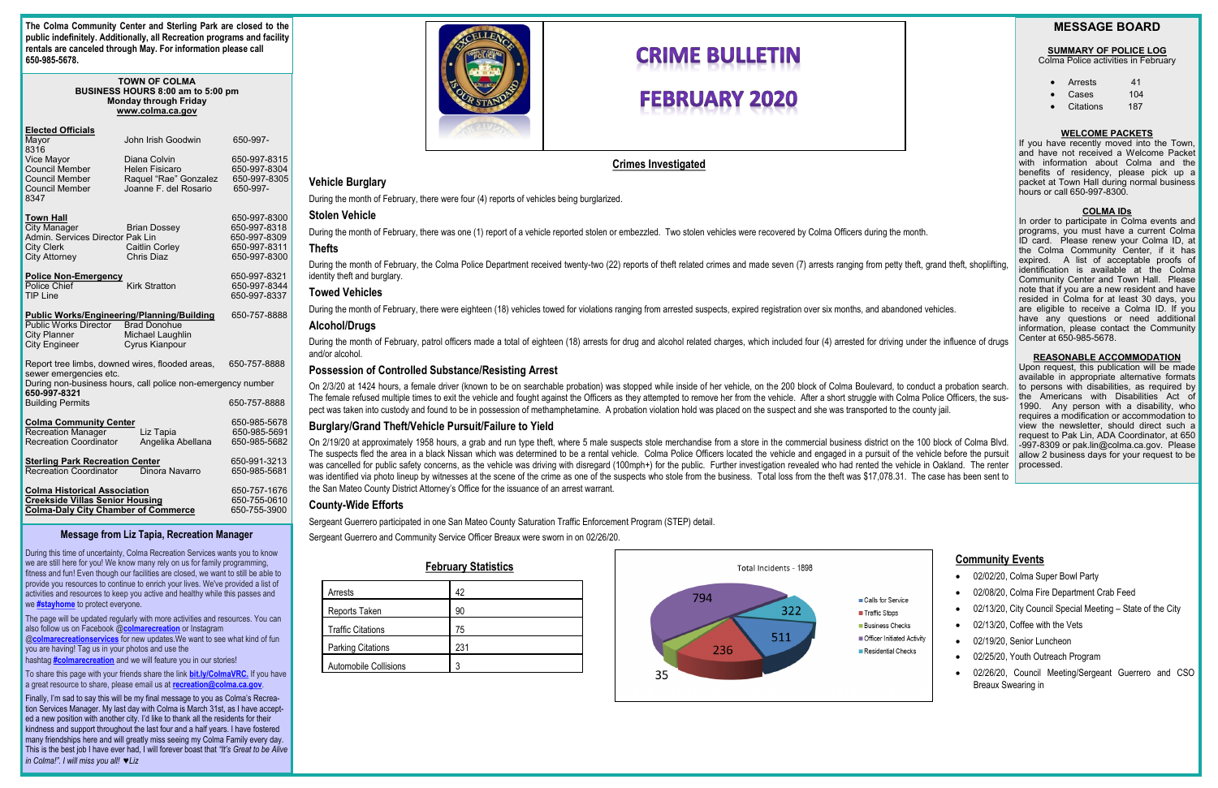The Colma Community Center and Sterling Park are closed to the public indefinitely. Additionally, all Recreation programs and facility rentals are canceled through May. For information please call 650-985-5678.

**TOWN OF COLMA**
**BUSINESS HOURS 8:00 am to 5:00 pm**
**Monday through Friday**
**www.colma.ca.gov**

| | | |
|---|---|---|
| **Elected Officials** | | |
| Mayor | John Irish Goodwin | 650-997-8316 |
| Vice Mayor | Diana Colvin | 650-997-8315 |
| Council Member | Helen Fisicaro | 650-997-8304 |
| Council Member | Raquel "Rae" Gonzalez | 650-997-8305 |
| Council Member | Joanne F. del Rosario | 650-997-8347 |
| **Town Hall** | | 650-997-8300 |
| City Manager | Brian Dossey | 650-997-8318 |
| Admin. Services Director | Pak Lin | 650-997-8309 |
| City Clerk | Caitlin Corley | 650-997-8311 |
| City Attorney | Chris Diaz | 650-997-8300 |
| **Police Non-Emergency** | | 650-997-8321 |
| Police Chief | Kirk Stratton | 650-997-8344 |
| TIP Line | | 650-997-8337 |
| **Public Works/Engineering/Planning/Building** | | 650-757-8888 |
| Public Works Director | Brad Donohue | |
| City Planner | Michael Laughlin | |
| City Engineer | Cyrus Kianpour | |
| Report tree limbs, downed wires, flooded areas, sewer emergencies etc. | | 650-757-8888 |
| During non-business hours, call police non-emergency number **650-997-8321** | | |
| Building Permits | | 650-757-8888 |
| **Colma Community Center** | | 650-985-5678 |
| Recreation Manager | Liz Tapia | 650-985-5691 |
| Recreation Coordinator | Angelika Abellana | 650-985-5682 |
| **Sterling Park Recreation Center** | | 650-991-3213 |
| Recreation Coordinator | Dinora Navarro | 650-985-5681 |
| **Colma Historical Association** | | 650-757-1676 |
| **Creekside Villas Senior Housing** | | 650-755-0610 |
| **Colma-Daly City Chamber of Commerce** | | 650-755-3900 |

## Message from Liz Tapia, Recreation Manager

During this time of uncertainty, Colma Recreation Services wants you to know we are still here for you! We know many rely on us for family programming, fitness and fun! Even though our facilities are closed, we want to still be able to provide you resources to continue to enrich your lives. We've provided a list of activities and resources to keep you active and healthy while this passes and we **#stayhome** to protect everyone.

The page will be updated regularly with more activities and resources. You can also follow us on Facebook **@colmarecreation** or Instagram **@colmarecreationservices** for new updates.We want to see what kind of fun you are having! Tag us in your photos and use the hashtag **#colmarecreation** and we will feature you in our stories!

To share this page with your friends share the link **bit.ly/ColmaVRC.** If you have a great resource to share, please email us at **recreation@colma.ca.gov**.

Finally, I'm sad to say this will be my final message to you as Colma's Recreation Services Manager. My last day with Colma is March 31st, as I have accepted a new position with another city. I'd like to thank all the residents for their kindness and support throughout the last four and a half years. I have fostered many friendships here and will greatly miss seeing my Colma Family every day. This is the best job I have ever had, I will forever boast that *"It's Great to be Alive in Colma!". I will miss you all! ♥Liz*

# CRIME BULLETIN

# FEBRUARY 2020

## Crimes Investigated

### Vehicle Burglary

During the month of February, there were four (4) reports of vehicles being burglarized.

### Stolen Vehicle

During the month of February, there was one (1) report of a vehicle reported stolen or embezzled. Two stolen vehicles were recovered by Colma Officers during the month.

### Thefts

During the month of February, the Colma Police Department received twenty-two (22) reports of theft related crimes and made seven (7) arrests ranging from petty theft, grand theft, shoplifting, identity theft and burglary.

### Towed Vehicles

During the month of February, there were eighteen (18) vehicles towed for violations ranging from arrested suspects, expired registration over six months, and abandoned vehicles.

### Alcohol/Drugs

During the month of February, patrol officers made a total of eighteen (18) arrests for drug and alcohol related charges, which included four (4) arrested for driving under the influence of drugs and/or alcohol.

### Possession of Controlled Substance/Resisting Arrest

On 2/3/20 at 1424 hours, a female driver (known to be on searchable probation) was stopped while inside of her vehicle, on the 200 block of Colma Boulevard, to conduct a probation search. The female refused multiple times to exit the vehicle and fought against the Officers as they attempted to remove her from the vehicle. After a short struggle with Colma Police Officers, the suspect was taken into custody and found to be in possession of methamphetamine. A probation violation hold was placed on the suspect and she was transported to the county jail.

### Burglary/Grand Theft/Vehicle Pursuit/Failure to Yield

On 2/19/20 at approximately 1958 hours, a grab and run type theft, where 5 male suspects stole merchandise from a store in the commercial business district on the 100 block of Colma Blvd. The suspects fled the area in a black Nissan which was determined to be a rental vehicle. Colma Police Officers located the vehicle and engaged in a pursuit of the vehicle before the pursuit was cancelled for public safety concerns, as the vehicle was driving with disregard (100mph+) for the public. Further investigation revealed who had rented the vehicle in Oakland. The renter was identified via photo lineup by witnesses at the scene of the crime as one of the suspects who stole from the business. Total loss from the theft was $17,078.31. The case has been sent to the San Mateo County District Attorney's Office for the issuance of an arrest warrant.

### County-Wide Efforts

Sergeant Guerrero participated in one San Mateo County Saturation Traffic Enforcement Program (STEP) detail.

Sergeant Guerrero and Community Service Officer Breaux were sworn in on 02/26/20.

## February Statistics

| | |
|---|---|
| Arrests | 42 |
| Reports Taken | 90 |
| Traffic Citations | 75 |
| Parking Citations | 231 |
| Automobile Collisions | 3 |

Total Incidents - 1898

794
322
511
236
35

Calls for Service
Traffic Stops
Business Checks
Officer Initiated Activity
Residential Checks

## MESSAGE BOARD

**SUMMARY OF POLICE LOG**
Colma Police activities in February

- Arrests 41
- Cases 104
- Citations 187

**WELCOME PACKETS**

If you have recently moved into the Town, and have not received a Welcome Packet with information about Colma and the benefits of residency, please pick up a packet at Town Hall during normal business hours or call 650-997-8300.

**COLMA IDs**

In order to participate in Colma events and programs, you must have a current Colma ID card. Please renew your Colma ID, at the Colma Community Center, if it has expired. A list of acceptable proofs of identification is available at the Colma Community Center and Town Hall. Please note that if you are a new resident and have resided in Colma for at least 30 days, you are eligible to receive a Colma ID. If you have any questions or need additional information, please contact the Community Center at 650-985-5678.

**REASONABLE ACCOMMODATION**

Upon request, this publication will be made available in appropriate alternative formats to persons with disabilities, as required by the Americans with Disabilities Act of 1990. Any person with a disability, who requires a modification or accommodation to view the newsletter, should direct such a request to Pak Lin, ADA Coordinator, at 650-997-8309 or pak.lin@colma.ca.gov. Please allow 2 business days for your request to be processed.

## Community Events

- 02/02/20, Colma Super Bowl Party
- 02/08/20, Colma Fire Department Crab Feed
- 02/13/20, City Council Special Meeting – State of the City
- 02/13/20, Coffee with the Vets
- 02/19/20, Senior Luncheon
- 02/25/20, Youth Outreach Program
- 02/26/20, Council Meeting/Sergeant Guerrero and CSO Breaux Swearing in